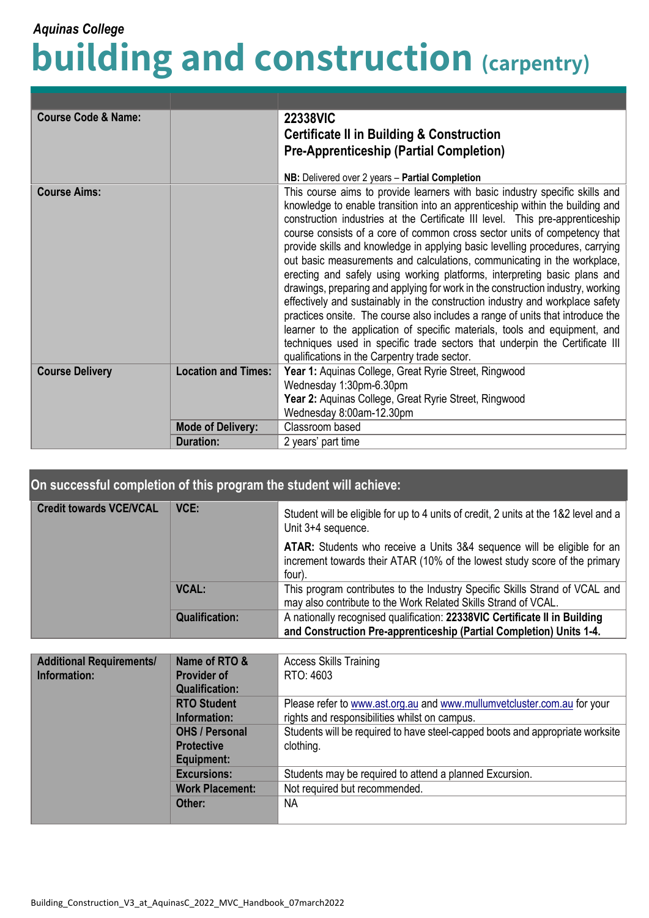*Aquinas College*

# building and construction (carpentry)

| | | |
|---|---|---|
| **Course Code & Name:** | | **22338VIC**<br>**Certificate II in Building & Construction**<br>**Pre-Apprenticeship (Partial Completion)**<br><br>**NB:** Delivered over 2 years – **Partial Completion** |
| **Course Aims:** | | This course aims to provide learners with basic industry specific skills and knowledge to enable transition into an apprenticeship within the building and construction industries at the Certificate III level. This pre-apprenticeship course consists of a core of common cross sector units of competency that provide skills and knowledge in applying basic levelling procedures, carrying out basic measurements and calculations, communicating in the workplace, erecting and safely using working platforms, interpreting basic plans and drawings, preparing and applying for work in the construction industry, working effectively and sustainably in the construction industry and workplace safety practices onsite. The course also includes a range of units that introduce the learner to the application of specific materials, tools and equipment, and techniques used in specific trade sectors that underpin the Certificate III qualifications in the Carpentry trade sector. |
| **Course Delivery** | **Location and Times:** | **Year 1:** Aquinas College, Great Ryrie Street, Ringwood<br>Wednesday 1:30pm-6.30pm<br>**Year 2:** Aquinas College, Great Ryrie Street, Ringwood<br>Wednesday 8:00am-12.30pm |
| | **Mode of Delivery:** | Classroom based |
| | **Duration:** | 2 years' part time |

## On successful completion of this program the student will achieve:

| | | |
|---|---|---|
| **Credit towards VCE/VCAL** | **VCE:** | Student will be eligible for up to 4 units of credit, 2 units at the 1&2 level and a Unit 3+4 sequence.<br><br>**ATAR:** Students who receive a Units 3&4 sequence will be eligible for an increment towards their ATAR (10% of the lowest study score of the primary four). |
| | **VCAL:** | This program contributes to the Industry Specific Skills Strand of VCAL and may also contribute to the Work Related Skills Strand of VCAL. |
| | **Qualification:** | A nationally recognised qualification: **22338VIC Certificate II in Building and Construction Pre-apprenticeship (Partial Completion) Units 1-4.** |

| | | |
|---|---|---|
| **Additional Requirements/ Information:** | **Name of RTO & Provider of Qualification:** | Access Skills Training<br>RTO: 4603 |
| | **RTO Student Information:** | Please refer to www.ast.org.au and www.mullumvetcluster.com.au for your rights and responsibilities whilst on campus. |
| | **OHS / Personal Protective Equipment:** | Students will be required to have steel-capped boots and appropriate worksite clothing. |
| | **Excursions:** | Students may be required to attend a planned Excursion. |
| | **Work Placement:** | Not required but recommended. |
| | **Other:** | NA |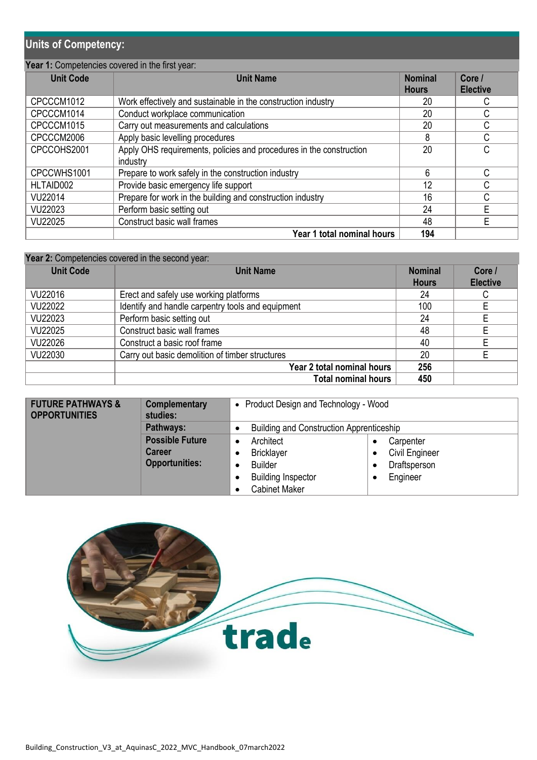## Units of Competency:

**Year 1:** Competencies covered in the first year:

| Unit Code | Unit Name | Nominal Hours | Core / Elective |
|---|---|---|---|
| CPCCCM1012 | Work effectively and sustainable in the construction industry | 20 | C |
| CPCCCM1014 | Conduct workplace communication | 20 | C |
| CPCCCM1015 | Carry out measurements and calculations | 20 | C |
| CPCCCM2006 | Apply basic levelling procedures | 8 | C |
| CPCCOHS2001 | Apply OHS requirements, policies and procedures in the construction industry | 20 | C |
| CPCCWHS1001 | Prepare to work safely in the construction industry | 6 | C |
| HLTAID002 | Provide basic emergency life support | 12 | C |
| VU22014 | Prepare for work in the building and construction industry | 16 | C |
| VU22023 | Perform basic setting out | 24 | E |
| VU22025 | Construct basic wall frames | 48 | E |
| | **Year 1 total nominal hours** | **194** | |

**Year 2:** Competencies covered in the second year:

| Unit Code | Unit Name | Nominal Hours | Core / Elective |
|---|---|---|---|
| VU22016 | Erect and safely use working platforms | 24 | C |
| VU22022 | Identify and handle carpentry tools and equipment | 100 | E |
| VU22023 | Perform basic setting out | 24 | E |
| VU22025 | Construct basic wall frames | 48 | E |
| VU22026 | Construct a basic roof frame | 40 | E |
| VU22030 | Carry out basic demolition of timber structures | 20 | E |
| | **Year 2 total nominal hours** | **256** | |
| | **Total nominal hours** | **450** | |

| | | | |
|---|---|---|---|
| **FUTURE PATHWAYS & OPPORTUNITIES** | **Complementary studies:** | • Product Design and Technology - Wood | |
| | **Pathways:** | • Building and Construction Apprenticeship | |
| | **Possible Future Career Opportunities:** | • Architect<br>• Bricklayer<br>• Builder<br>• Building Inspector<br>• Cabinet Maker | • Carpenter<br>• Civil Engineer<br>• Draftsperson<br>• Engineer |

trade

Building_Construction_V3_at_AquinasC_2022_MVC_Handbook_07march2022